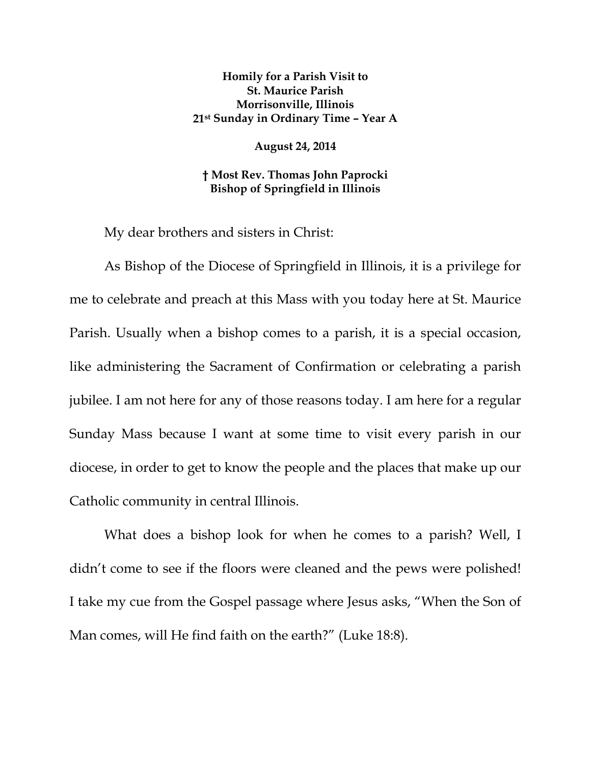**Homily for a Parish Visit to**
**St. Maurice Parish**
**Morrisonville, Illinois**
**21st Sunday in Ordinary Time – Year A**

**August 24, 2014**

**† Most Rev. Thomas John Paprocki**
**Bishop of Springfield in Illinois**

My dear brothers and sisters in Christ:

As Bishop of the Diocese of Springfield in Illinois, it is a privilege for me to celebrate and preach at this Mass with you today here at St. Maurice Parish. Usually when a bishop comes to a parish, it is a special occasion, like administering the Sacrament of Confirmation or celebrating a parish jubilee. I am not here for any of those reasons today. I am here for a regular Sunday Mass because I want at some time to visit every parish in our diocese, in order to get to know the people and the places that make up our Catholic community in central Illinois.

What does a bishop look for when he comes to a parish? Well, I didn't come to see if the floors were cleaned and the pews were polished! I take my cue from the Gospel passage where Jesus asks, "When the Son of Man comes, will He find faith on the earth?" (Luke 18:8).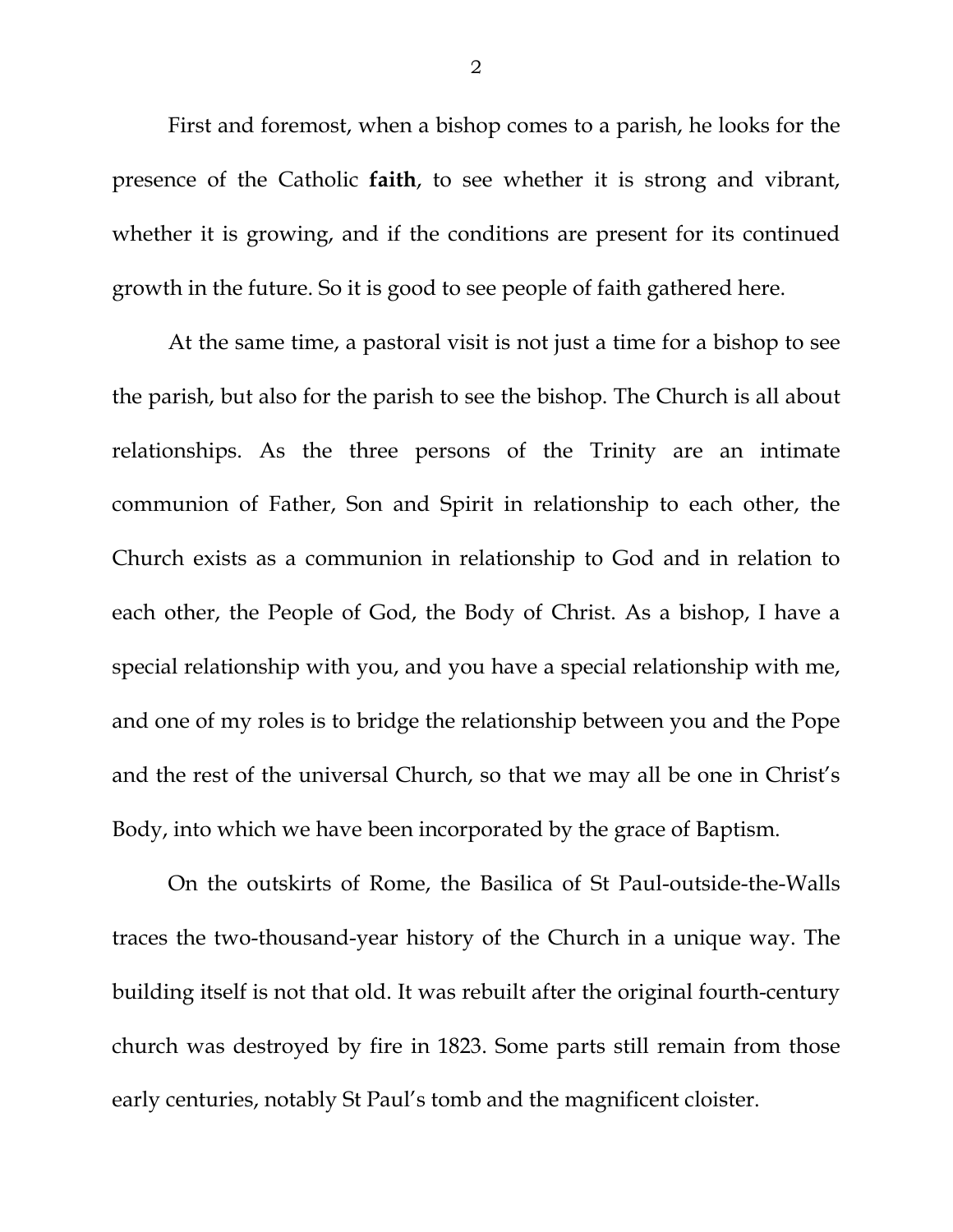First and foremost, when a bishop comes to a parish, he looks for the presence of the Catholic **faith**, to see whether it is strong and vibrant, whether it is growing, and if the conditions are present for its continued growth in the future. So it is good to see people of faith gathered here.

At the same time, a pastoral visit is not just a time for a bishop to see the parish, but also for the parish to see the bishop. The Church is all about relationships. As the three persons of the Trinity are an intimate communion of Father, Son and Spirit in relationship to each other, the Church exists as a communion in relationship to God and in relation to each other, the People of God, the Body of Christ. As a bishop, I have a special relationship with you, and you have a special relationship with me, and one of my roles is to bridge the relationship between you and the Pope and the rest of the universal Church, so that we may all be one in Christ's Body, into which we have been incorporated by the grace of Baptism.

On the outskirts of Rome, the Basilica of St Paul-outside-the-Walls traces the two-thousand-year history of the Church in a unique way. The building itself is not that old. It was rebuilt after the original fourth-century church was destroyed by fire in 1823. Some parts still remain from those early centuries, notably St Paul's tomb and the magnificent cloister.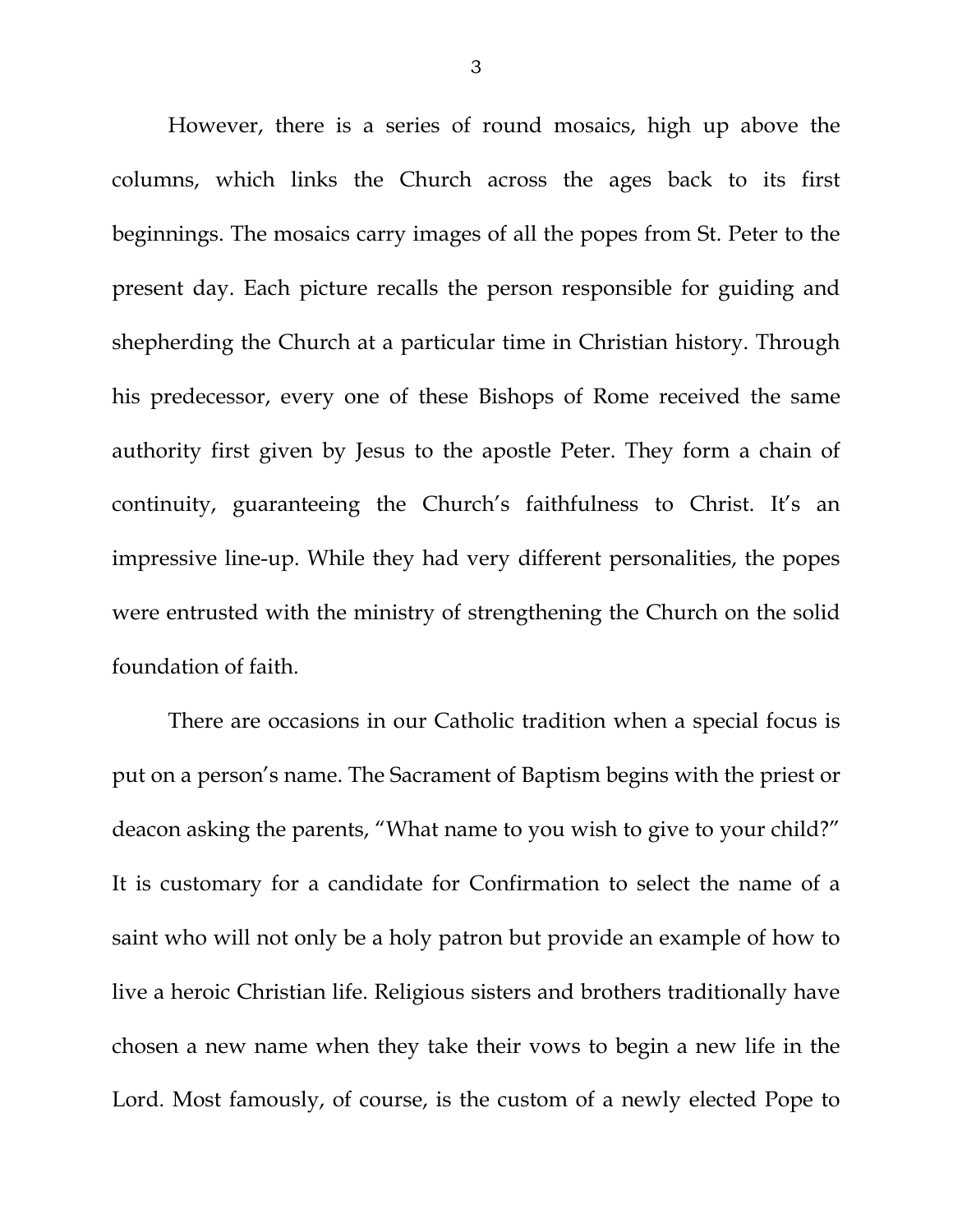However, there is a series of round mosaics, high up above the columns, which links the Church across the ages back to its first beginnings. The mosaics carry images of all the popes from St. Peter to the present day. Each picture recalls the person responsible for guiding and shepherding the Church at a particular time in Christian history. Through his predecessor, every one of these Bishops of Rome received the same authority first given by Jesus to the apostle Peter. They form a chain of continuity, guaranteeing the Church's faithfulness to Christ. It's an impressive line-up. While they had very different personalities, the popes were entrusted with the ministry of strengthening the Church on the solid foundation of faith.

There are occasions in our Catholic tradition when a special focus is put on a person's name. The Sacrament of Baptism begins with the priest or deacon asking the parents, "What name to you wish to give to your child?" It is customary for a candidate for Confirmation to select the name of a saint who will not only be a holy patron but provide an example of how to live a heroic Christian life. Religious sisters and brothers traditionally have chosen a new name when they take their vows to begin a new life in the Lord. Most famously, of course, is the custom of a newly elected Pope to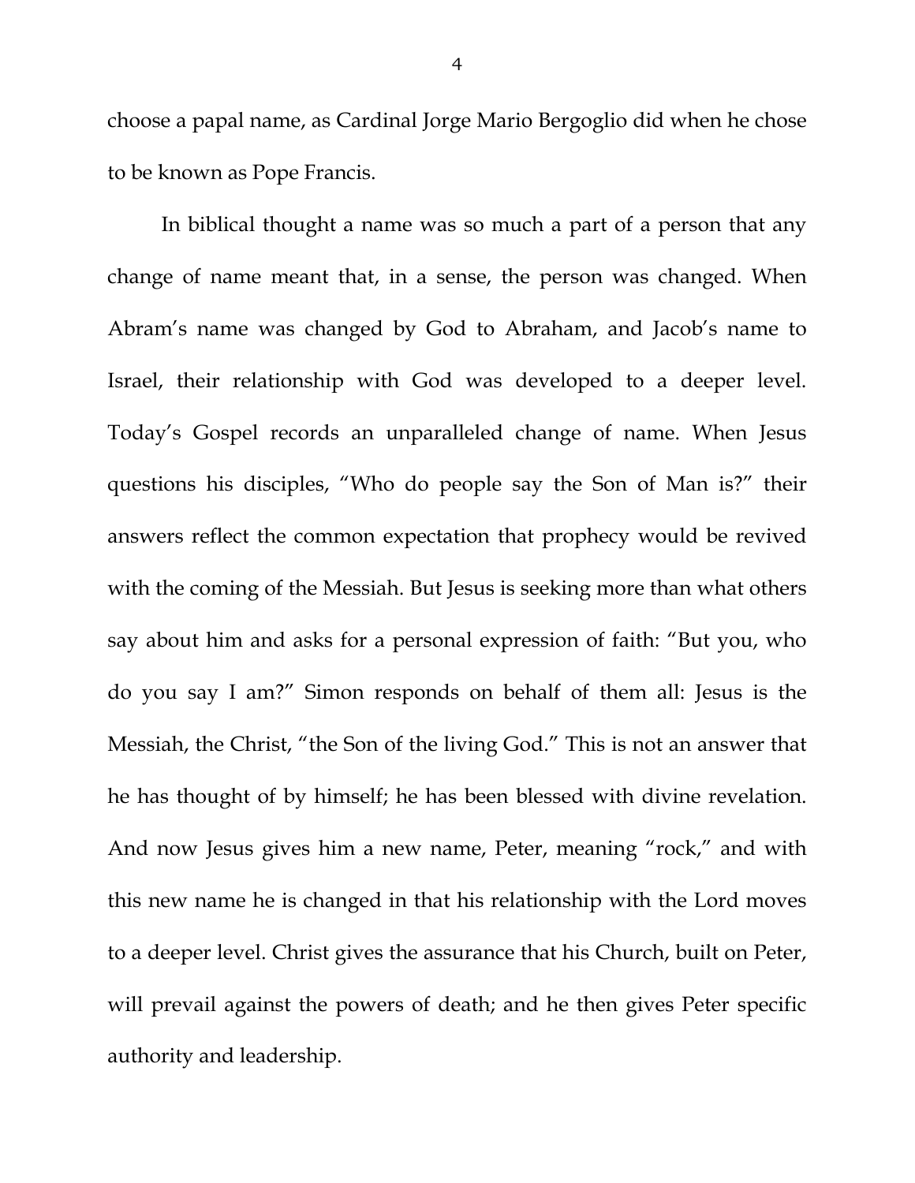choose a papal name, as Cardinal Jorge Mario Bergoglio did when he chose to be known as Pope Francis.

In biblical thought a name was so much a part of a person that any change of name meant that, in a sense, the person was changed. When Abram's name was changed by God to Abraham, and Jacob's name to Israel, their relationship with God was developed to a deeper level. Today's Gospel records an unparalleled change of name. When Jesus questions his disciples, "Who do people say the Son of Man is?" their answers reflect the common expectation that prophecy would be revived with the coming of the Messiah. But Jesus is seeking more than what others say about him and asks for a personal expression of faith: "But you, who do you say I am?" Simon responds on behalf of them all: Jesus is the Messiah, the Christ, "the Son of the living God." This is not an answer that he has thought of by himself; he has been blessed with divine revelation. And now Jesus gives him a new name, Peter, meaning "rock," and with this new name he is changed in that his relationship with the Lord moves to a deeper level. Christ gives the assurance that his Church, built on Peter, will prevail against the powers of death; and he then gives Peter specific authority and leadership.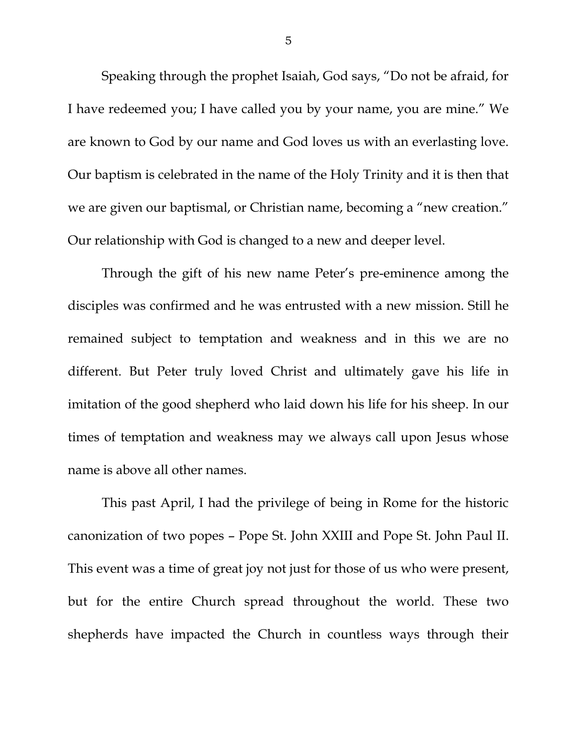Speaking through the prophet Isaiah, God says, "Do not be afraid, for I have redeemed you; I have called you by your name, you are mine." We are known to God by our name and God loves us with an everlasting love. Our baptism is celebrated in the name of the Holy Trinity and it is then that we are given our baptismal, or Christian name, becoming a "new creation." Our relationship with God is changed to a new and deeper level.

Through the gift of his new name Peter's pre-eminence among the disciples was confirmed and he was entrusted with a new mission. Still he remained subject to temptation and weakness and in this we are no different. But Peter truly loved Christ and ultimately gave his life in imitation of the good shepherd who laid down his life for his sheep. In our times of temptation and weakness may we always call upon Jesus whose name is above all other names.

This past April, I had the privilege of being in Rome for the historic canonization of two popes – Pope St. John XXIII and Pope St. John Paul II. This event was a time of great joy not just for those of us who were present, but for the entire Church spread throughout the world. These two shepherds have impacted the Church in countless ways through their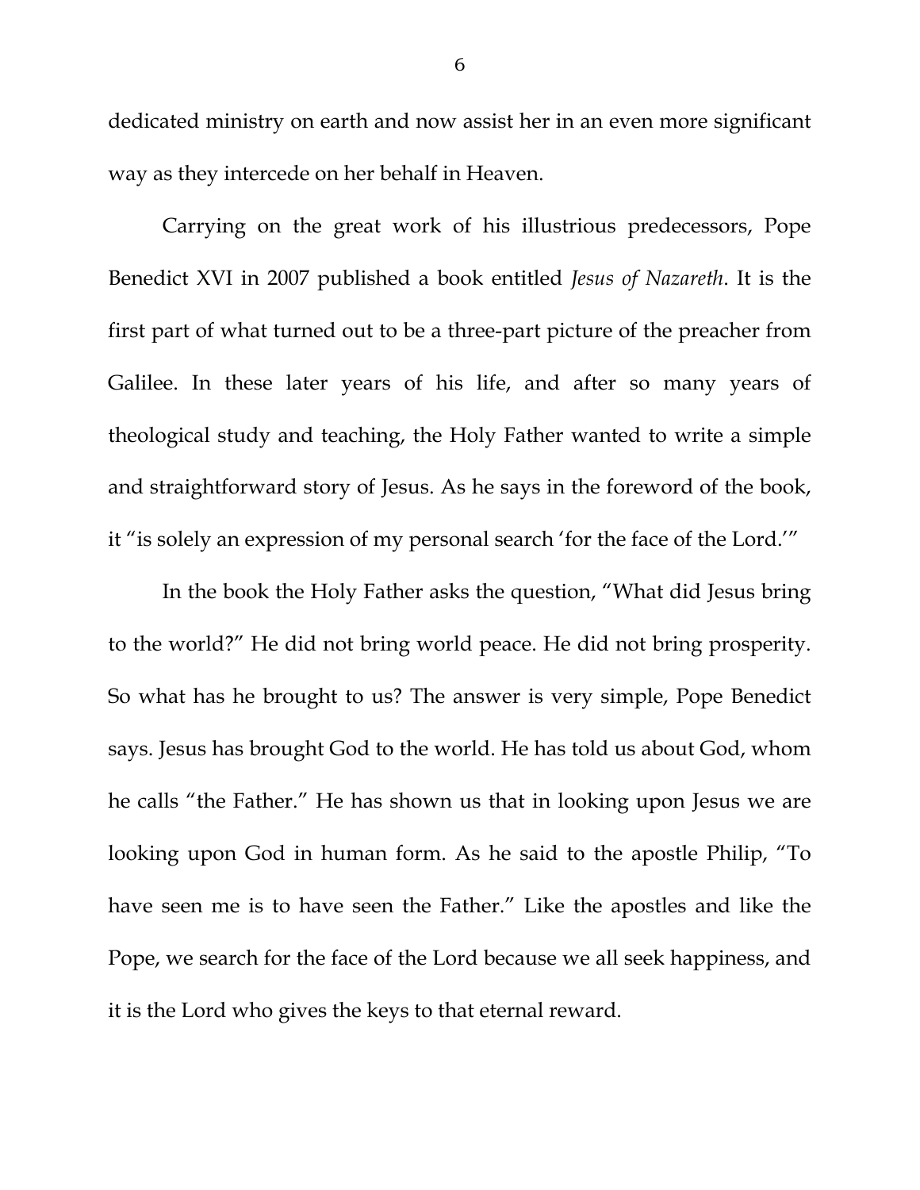dedicated ministry on earth and now assist her in an even more significant way as they intercede on her behalf in Heaven.

Carrying on the great work of his illustrious predecessors, Pope Benedict XVI in 2007 published a book entitled *Jesus of Nazareth*. It is the first part of what turned out to be a three-part picture of the preacher from Galilee. In these later years of his life, and after so many years of theological study and teaching, the Holy Father wanted to write a simple and straightforward story of Jesus. As he says in the foreword of the book, it "is solely an expression of my personal search 'for the face of the Lord.'"

In the book the Holy Father asks the question, "What did Jesus bring to the world?" He did not bring world peace. He did not bring prosperity. So what has he brought to us? The answer is very simple, Pope Benedict says. Jesus has brought God to the world. He has told us about God, whom he calls "the Father." He has shown us that in looking upon Jesus we are looking upon God in human form. As he said to the apostle Philip, "To have seen me is to have seen the Father." Like the apostles and like the Pope, we search for the face of the Lord because we all seek happiness, and it is the Lord who gives the keys to that eternal reward.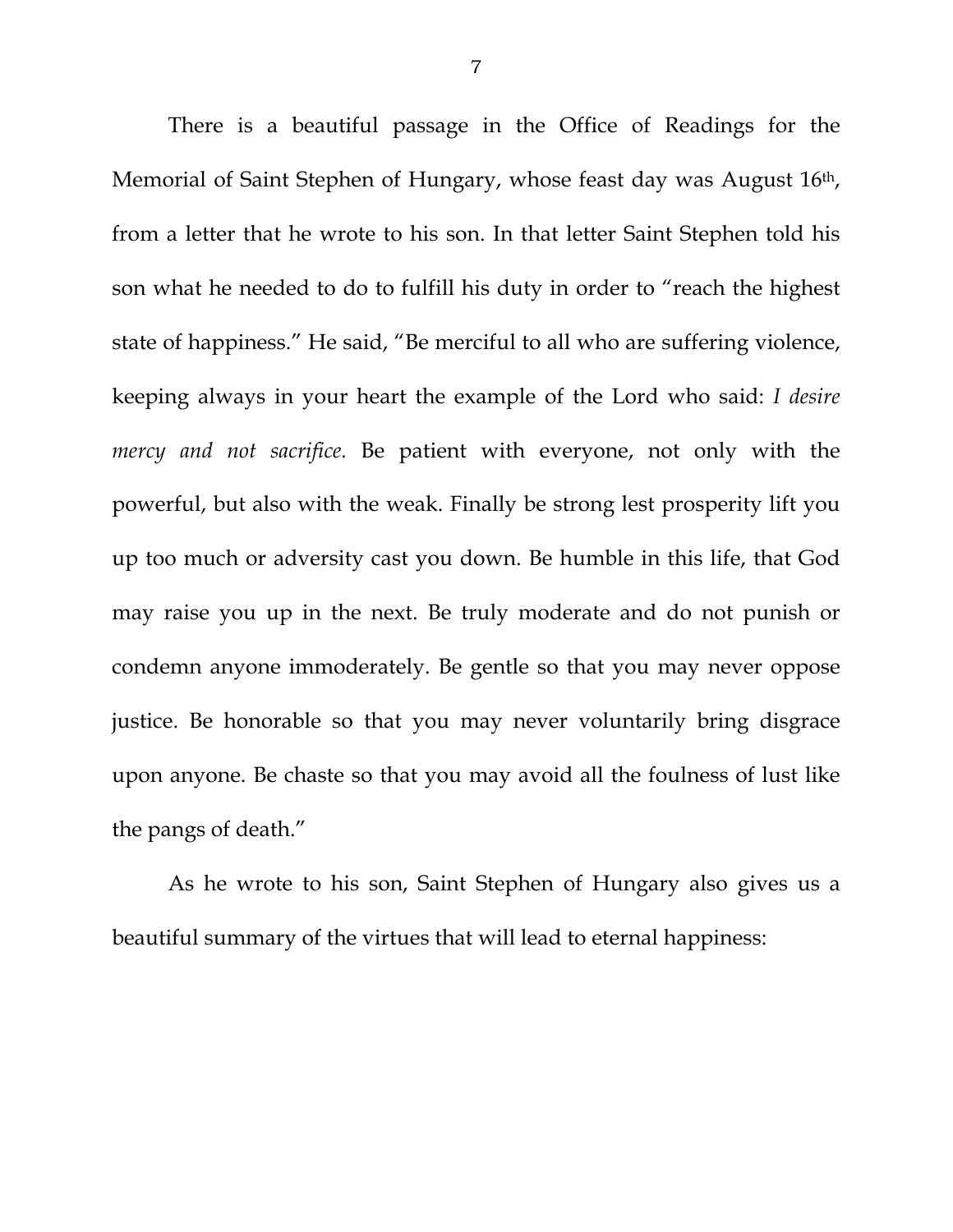There is a beautiful passage in the Office of Readings for the Memorial of Saint Stephen of Hungary, whose feast day was August 16th, from a letter that he wrote to his son. In that letter Saint Stephen told his son what he needed to do to fulfill his duty in order to "reach the highest state of happiness." He said, "Be merciful to all who are suffering violence, keeping always in your heart the example of the Lord who said: *I desire mercy and not sacrifice.* Be patient with everyone, not only with the powerful, but also with the weak. Finally be strong lest prosperity lift you up too much or adversity cast you down. Be humble in this life, that God may raise you up in the next. Be truly moderate and do not punish or condemn anyone immoderately. Be gentle so that you may never oppose justice. Be honorable so that you may never voluntarily bring disgrace upon anyone. Be chaste so that you may avoid all the foulness of lust like the pangs of death."

As he wrote to his son, Saint Stephen of Hungary also gives us a beautiful summary of the virtues that will lead to eternal happiness: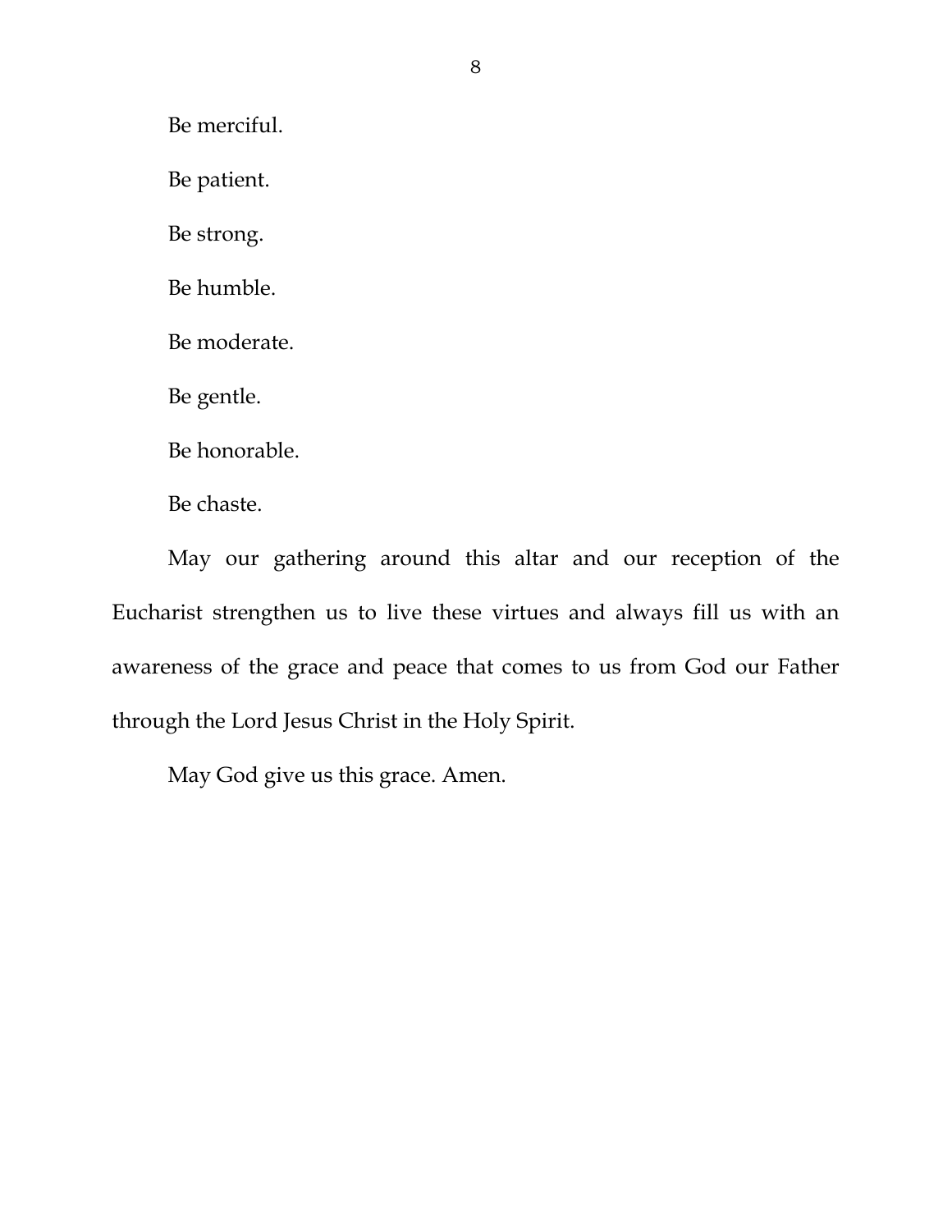Be merciful.

Be patient.

Be strong.

Be humble.

Be moderate.

Be gentle.

Be honorable.

Be chaste.

May our gathering around this altar and our reception of the Eucharist strengthen us to live these virtues and always fill us with an awareness of the grace and peace that comes to us from God our Father through the Lord Jesus Christ in the Holy Spirit.

May God give us this grace. Amen.